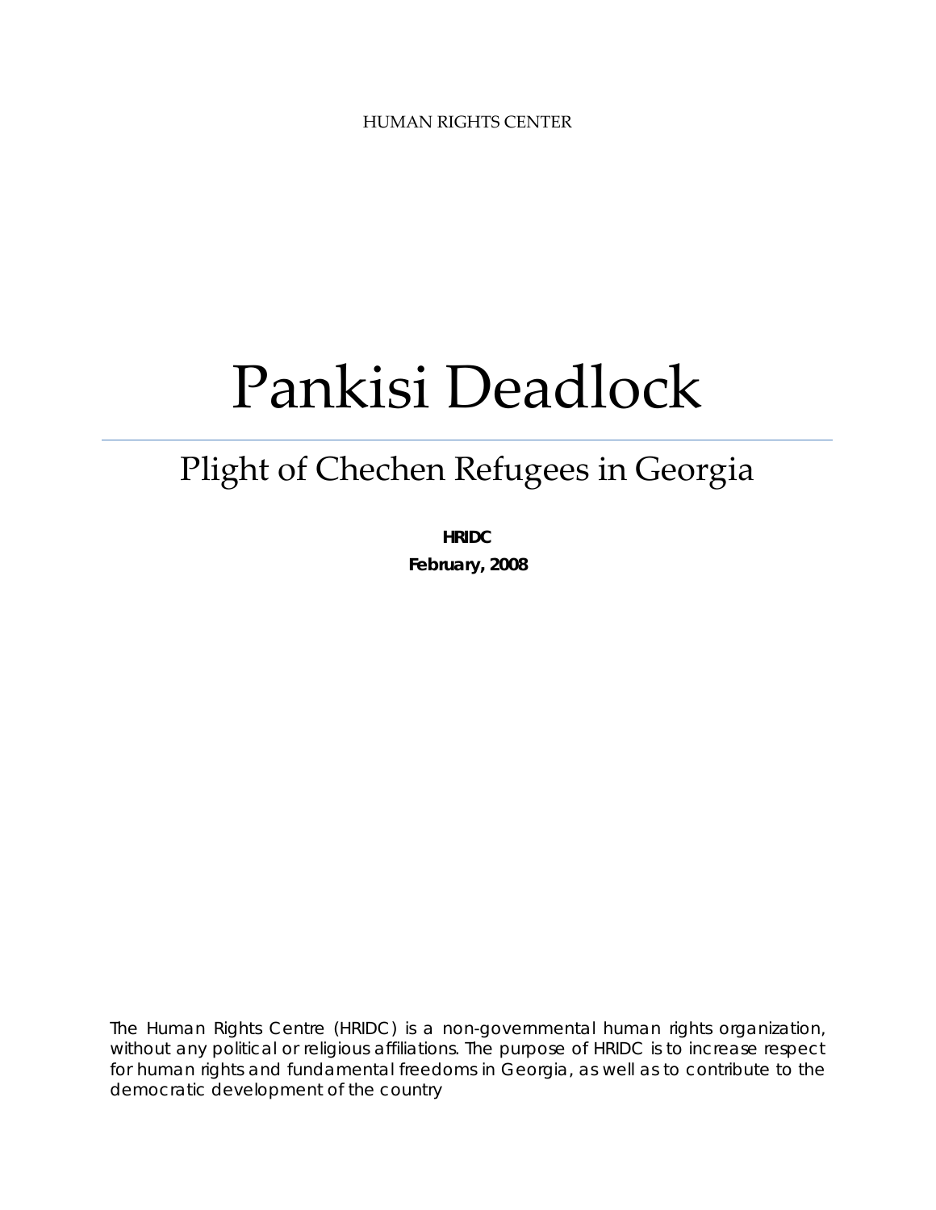HUMAN RIGHTS CENTER

# Pankisi Deadlock

## Plight of Chechen Refugees in Georgia

**HRIDC**

**February, 2008**

The Human Rights Centre (HRIDC) is a non-governmental human rights organization, without any political or religious affiliations. The purpose of HRIDC is to increase respect for human rights and fundamental freedoms in Georgia, as well as to contribute to the democratic development of the country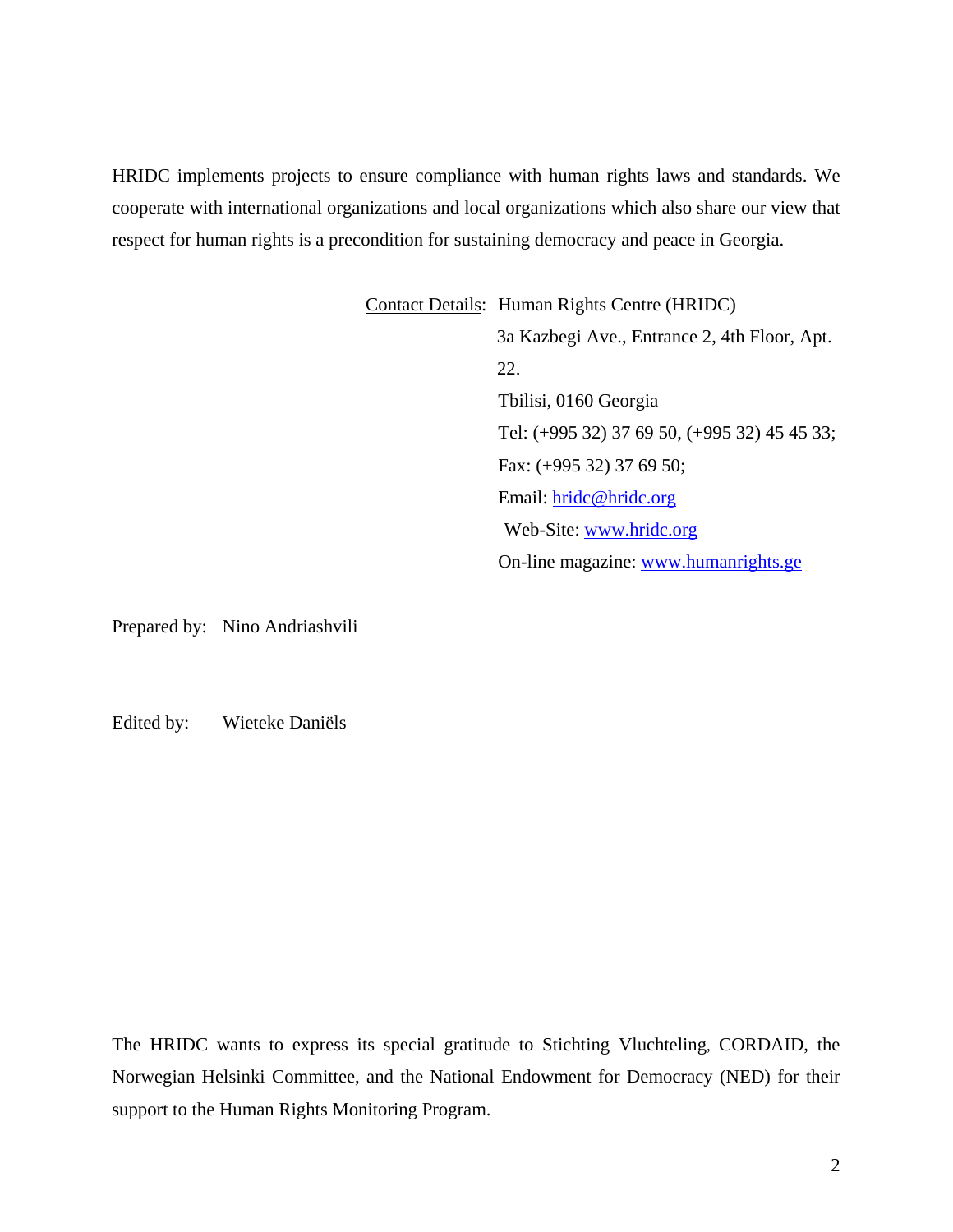HRIDC implements projects to ensure compliance with human rights laws and standards. We cooperate with international organizations and local organizations which also share our view that respect for human rights is a precondition for sustaining democracy and peace in Georgia.

Contact Details: Human Rights Centre (HRIDC)
3a Kazbegi Ave., Entrance 2, 4th Floor, Apt. 22.
Tbilisi, 0160 Georgia
Tel: (+995 32) 37 69 50, (+995 32) 45 45 33;
Fax: (+995 32) 37 69 50;
Email: hridc@hridc.org
Web-Site: www.hridc.org
On-line magazine: www.humanrights.ge

Prepared by: Nino Andriashvili

Edited by: Wieteke Daniëls

The HRIDC wants to express its special gratitude to Stichting Vluchteling, CORDAID, the Norwegian Helsinki Committee, and the National Endowment for Democracy (NED) for their support to the Human Rights Monitoring Program.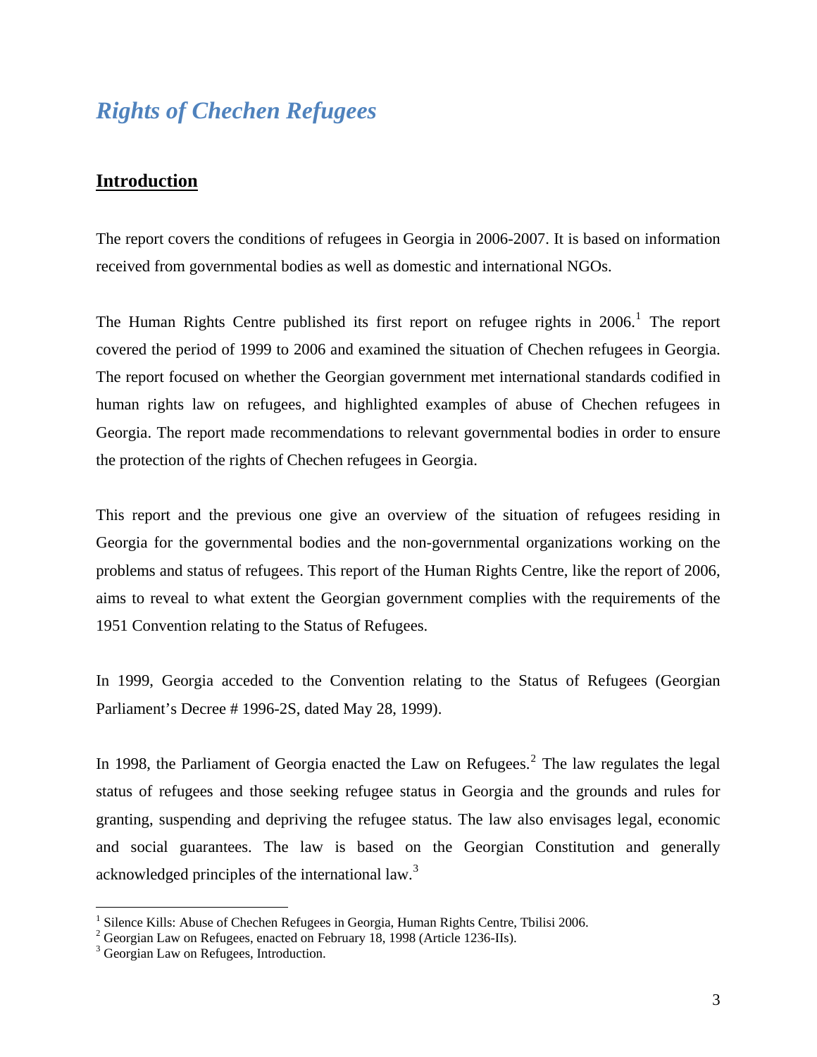# *Rights of Chechen Refugees*

## Introduction

The report covers the conditions of refugees in Georgia in 2006-2007. It is based on information received from governmental bodies as well as domestic and international NGOs.

The Human Rights Centre published its first report on refugee rights in 2006.[1] The report covered the period of 1999 to 2006 and examined the situation of Chechen refugees in Georgia. The report focused on whether the Georgian government met international standards codified in human rights law on refugees, and highlighted examples of abuse of Chechen refugees in Georgia. The report made recommendations to relevant governmental bodies in order to ensure the protection of the rights of Chechen refugees in Georgia.

This report and the previous one give an overview of the situation of refugees residing in Georgia for the governmental bodies and the non-governmental organizations working on the problems and status of refugees. This report of the Human Rights Centre, like the report of 2006, aims to reveal to what extent the Georgian government complies with the requirements of the 1951 Convention relating to the Status of Refugees.

In 1999, Georgia acceded to the Convention relating to the Status of Refugees (Georgian Parliament's Decree # 1996-2S, dated May 28, 1999).

In 1998, the Parliament of Georgia enacted the Law on Refugees.[2] The law regulates the legal status of refugees and those seeking refugee status in Georgia and the grounds and rules for granting, suspending and depriving the refugee status. The law also envisages legal, economic and social guarantees. The law is based on the Georgian Constitution and generally acknowledged principles of the international law.[3]

---

[1] Silence Kills: Abuse of Chechen Refugees in Georgia, Human Rights Centre, Tbilisi 2006.
[2] Georgian Law on Refugees, enacted on February 18, 1998 (Article 1236-IIs).
[3] Georgian Law on Refugees, Introduction.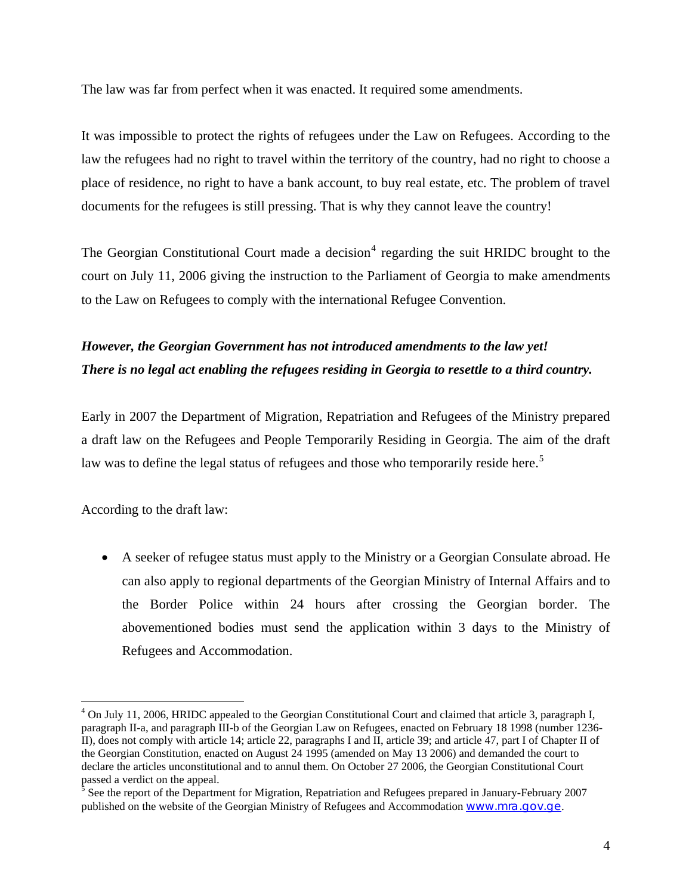The law was far from perfect when it was enacted. It required some amendments.

It was impossible to protect the rights of refugees under the Law on Refugees. According to the law the refugees had no right to travel within the territory of the country, had no right to choose a place of residence, no right to have a bank account, to buy real estate, etc. The problem of travel documents for the refugees is still pressing. That is why they cannot leave the country!

The Georgian Constitutional Court made a decision[4] regarding the suit HRIDC brought to the court on July 11, 2006 giving the instruction to the Parliament of Georgia to make amendments to the Law on Refugees to comply with the international Refugee Convention.

***However, the Georgian Government has not introduced amendments to the law yet! There is no legal act enabling the refugees residing in Georgia to resettle to a third country.***

Early in 2007 the Department of Migration, Repatriation and Refugees of the Ministry prepared a draft law on the Refugees and People Temporarily Residing in Georgia. The aim of the draft law was to define the legal status of refugees and those who temporarily reside here.[5]

According to the draft law:

- A seeker of refugee status must apply to the Ministry or a Georgian Consulate abroad. He can also apply to regional departments of the Georgian Ministry of Internal Affairs and to the Border Police within 24 hours after crossing the Georgian border. The abovementioned bodies must send the application within 3 days to the Ministry of Refugees and Accommodation.

---

[4] On July 11, 2006, HRIDC appealed to the Georgian Constitutional Court and claimed that article 3, paragraph I, paragraph II-a, and paragraph III-b of the Georgian Law on Refugees, enacted on February 18 1998 (number 1236-II), does not comply with article 14; article 22, paragraphs I and II, article 39; and article 47, part I of Chapter II of the Georgian Constitution, enacted on August 24 1995 (amended on May 13 2006) and demanded the court to declare the articles unconstitutional and to annul them. On October 27 2006, the Georgian Constitutional Court passed a verdict on the appeal.

[5] See the report of the Department for Migration, Repatriation and Refugees prepared in January-February 2007 published on the website of the Georgian Ministry of Refugees and Accommodation www.mra.gov.ge.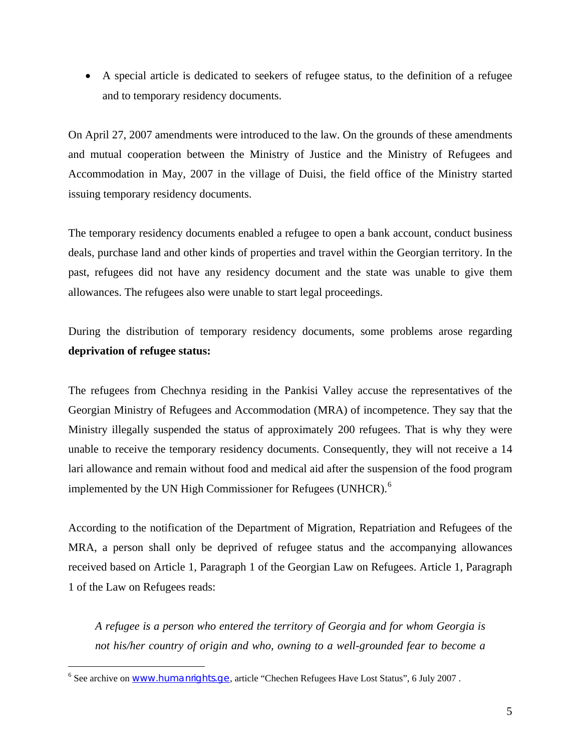- A special article is dedicated to seekers of refugee status, to the definition of a refugee and to temporary residency documents.

On April 27, 2007 amendments were introduced to the law. On the grounds of these amendments and mutual cooperation between the Ministry of Justice and the Ministry of Refugees and Accommodation in May, 2007 in the village of Duisi, the field office of the Ministry started issuing temporary residency documents.

The temporary residency documents enabled a refugee to open a bank account, conduct business deals, purchase land and other kinds of properties and travel within the Georgian territory. In the past, refugees did not have any residency document and the state was unable to give them allowances. The refugees also were unable to start legal proceedings.

During the distribution of temporary residency documents, some problems arose regarding **deprivation of refugee status:**

The refugees from Chechnya residing in the Pankisi Valley accuse the representatives of the Georgian Ministry of Refugees and Accommodation (MRA) of incompetence. They say that the Ministry illegally suspended the status of approximately 200 refugees. That is why they were unable to receive the temporary residency documents. Consequently, they will not receive a 14 lari allowance and remain without food and medical aid after the suspension of the food program implemented by the UN High Commissioner for Refugees (UNHCR).[6]

According to the notification of the Department of Migration, Repatriation and Refugees of the MRA, a person shall only be deprived of refugee status and the accompanying allowances received based on Article 1, Paragraph 1 of the Georgian Law on Refugees. Article 1, Paragraph 1 of the Law on Refugees reads:

> *A refugee is a person who entered the territory of Georgia and for whom Georgia is not his/her country of origin and who, owning to a well-grounded fear to become a*

[6] See archive on www.humanrights.ge, article "Chechen Refugees Have Lost Status", 6 July 2007 .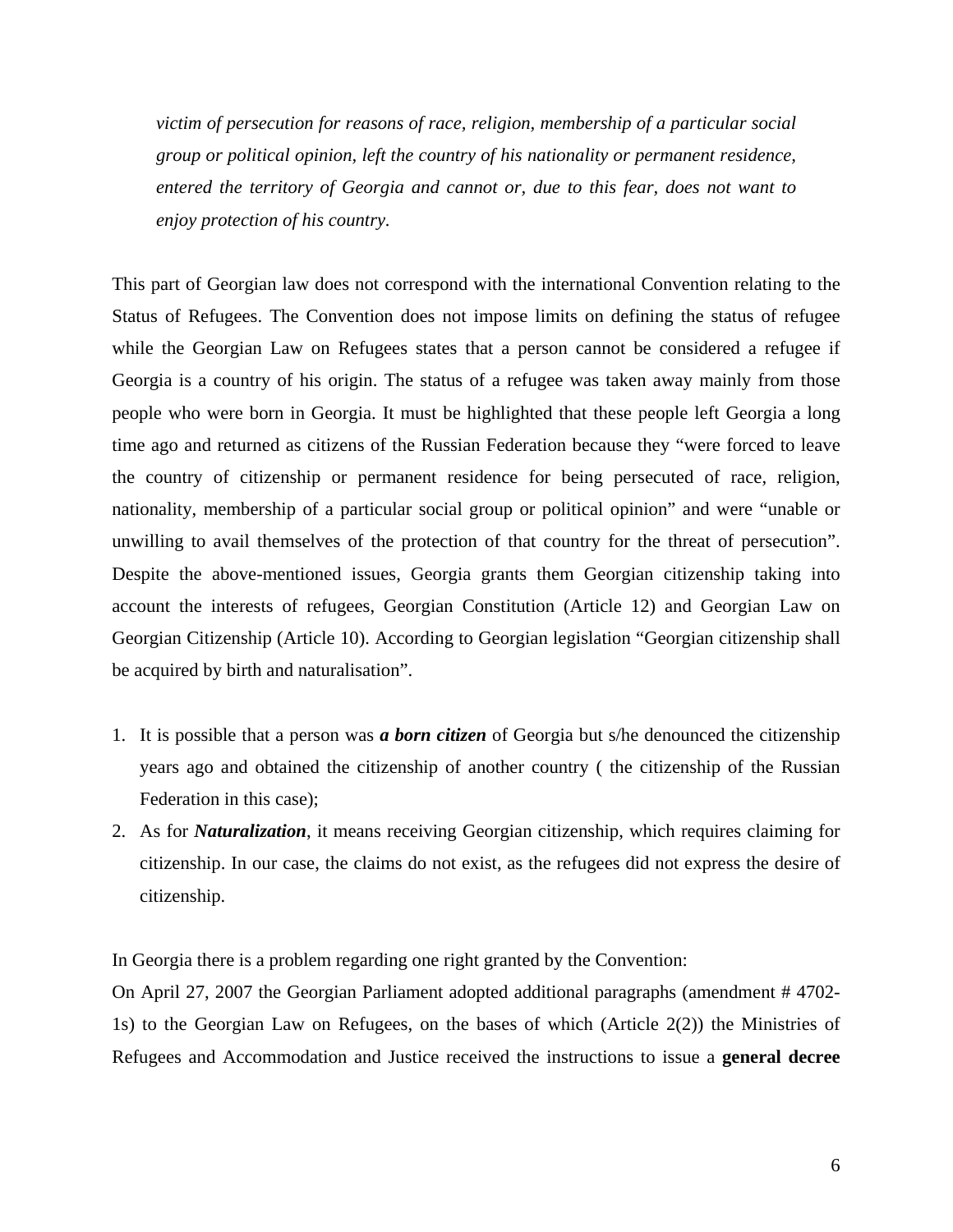*victim of persecution for reasons of race, religion, membership of a particular social group or political opinion, left the country of his nationality or permanent residence, entered the territory of Georgia and cannot or, due to this fear, does not want to enjoy protection of his country.*

This part of Georgian law does not correspond with the international Convention relating to the Status of Refugees. The Convention does not impose limits on defining the status of refugee while the Georgian Law on Refugees states that a person cannot be considered a refugee if Georgia is a country of his origin. The status of a refugee was taken away mainly from those people who were born in Georgia. It must be highlighted that these people left Georgia a long time ago and returned as citizens of the Russian Federation because they "were forced to leave the country of citizenship or permanent residence for being persecuted of race, religion, nationality, membership of a particular social group or political opinion" and were "unable or unwilling to avail themselves of the protection of that country for the threat of persecution". Despite the above-mentioned issues, Georgia grants them Georgian citizenship taking into account the interests of refugees, Georgian Constitution (Article 12) and Georgian Law on Georgian Citizenship (Article 10). According to Georgian legislation "Georgian citizenship shall be acquired by birth and naturalisation".

1. It is possible that a person was ***a born citizen*** of Georgia but s/he denounced the citizenship years ago and obtained the citizenship of another country ( the citizenship of the Russian Federation in this case);
2. As for ***Naturalization***, it means receiving Georgian citizenship, which requires claiming for citizenship. In our case, the claims do not exist, as the refugees did not express the desire of citizenship.

In Georgia there is a problem regarding one right granted by the Convention:
On April 27, 2007 the Georgian Parliament adopted additional paragraphs (amendment # 4702-1s) to the Georgian Law on Refugees, on the bases of which (Article 2(2)) the Ministries of Refugees and Accommodation and Justice received the instructions to issue a **general decree**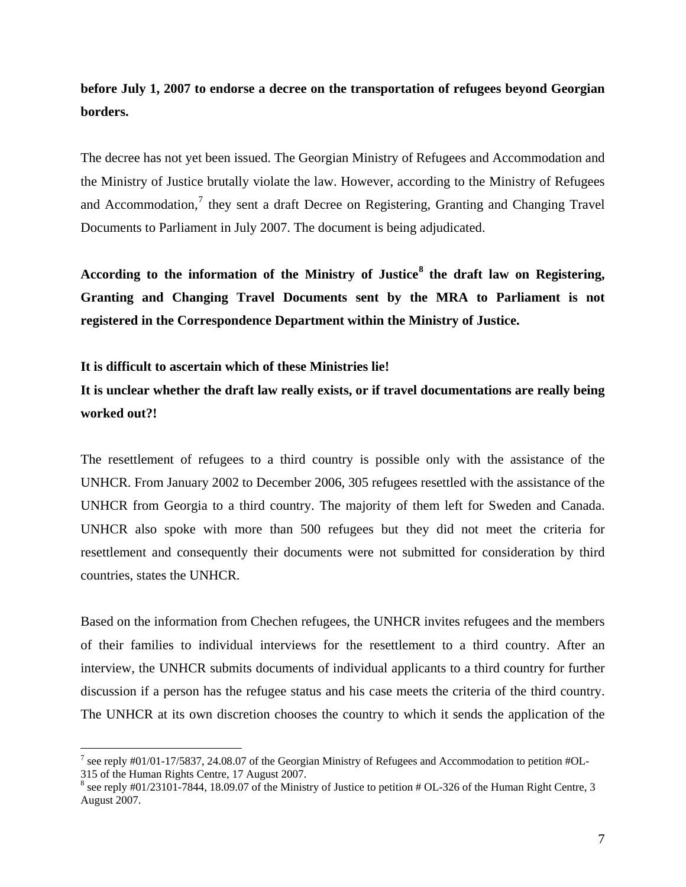**before July 1, 2007 to endorse a decree on the transportation of refugees beyond Georgian borders.**

The decree has not yet been issued. The Georgian Ministry of Refugees and Accommodation and the Ministry of Justice brutally violate the law. However, according to the Ministry of Refugees and Accommodation,[7] they sent a draft Decree on Registering, Granting and Changing Travel Documents to Parliament in July 2007. The document is being adjudicated.

**According to the information of the Ministry of Justice[8] the draft law on Registering, Granting and Changing Travel Documents sent by the MRA to Parliament is not registered in the Correspondence Department within the Ministry of Justice.**

**It is difficult to ascertain which of these Ministries lie!**
**It is unclear whether the draft law really exists, or if travel documentations are really being worked out?!**

The resettlement of refugees to a third country is possible only with the assistance of the UNHCR. From January 2002 to December 2006, 305 refugees resettled with the assistance of the UNHCR from Georgia to a third country. The majority of them left for Sweden and Canada. UNHCR also spoke with more than 500 refugees but they did not meet the criteria for resettlement and consequently their documents were not submitted for consideration by third countries, states the UNHCR.

Based on the information from Chechen refugees, the UNHCR invites refugees and the members of their families to individual interviews for the resettlement to a third country. After an interview, the UNHCR submits documents of individual applicants to a third country for further discussion if a person has the refugee status and his case meets the criteria of the third country. The UNHCR at its own discretion chooses the country to which it sends the application of the

---

[7] see reply #01/01-17/5837, 24.08.07 of the Georgian Ministry of Refugees and Accommodation to petition #OL-315 of the Human Rights Centre, 17 August 2007.

[8] see reply #01/23101-7844, 18.09.07 of the Ministry of Justice to petition # OL-326 of the Human Right Centre, 3 August 2007.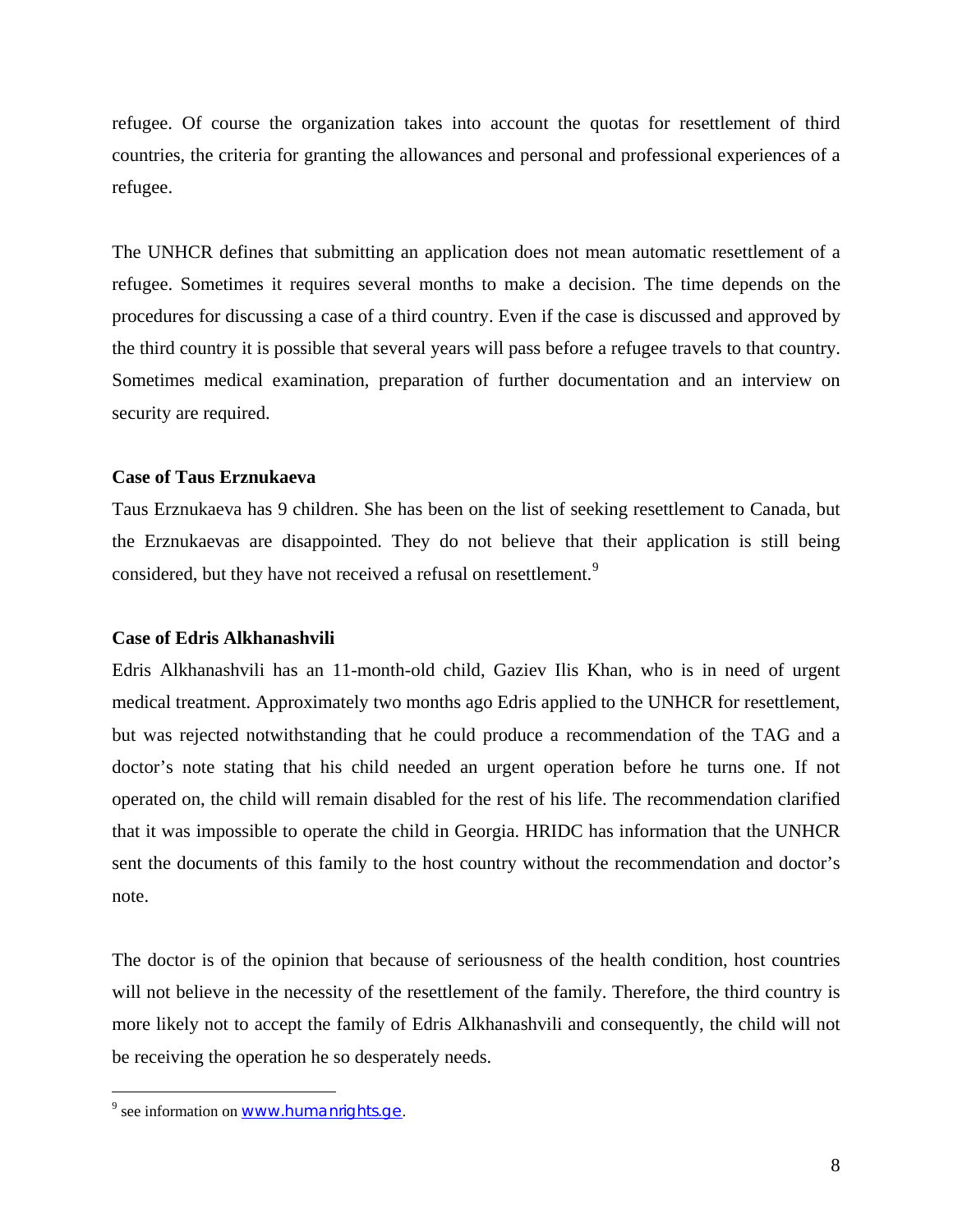refugee. Of course the organization takes into account the quotas for resettlement of third countries, the criteria for granting the allowances and personal and professional experiences of a refugee.

The UNHCR defines that submitting an application does not mean automatic resettlement of a refugee. Sometimes it requires several months to make a decision. The time depends on the procedures for discussing a case of a third country. Even if the case is discussed and approved by the third country it is possible that several years will pass before a refugee travels to that country. Sometimes medical examination, preparation of further documentation and an interview on security are required.

**Case of Taus Erznukaeva**

Taus Erznukaeva has 9 children. She has been on the list of seeking resettlement to Canada, but the Erznukaevas are disappointed. They do not believe that their application is still being considered, but they have not received a refusal on resettlement.[9]

**Case of Edris Alkhanashvili**

Edris Alkhanashvili has an 11-month-old child, Gaziev Ilis Khan, who is in need of urgent medical treatment. Approximately two months ago Edris applied to the UNHCR for resettlement, but was rejected notwithstanding that he could produce a recommendation of the TAG and a doctor's note stating that his child needed an urgent operation before he turns one. If not operated on, the child will remain disabled for the rest of his life. The recommendation clarified that it was impossible to operate the child in Georgia. HRIDC has information that the UNHCR sent the documents of this family to the host country without the recommendation and doctor's note.

The doctor is of the opinion that because of seriousness of the health condition, host countries will not believe in the necessity of the resettlement of the family. Therefore, the third country is more likely not to accept the family of Edris Alkhanashvili and consequently, the child will not be receiving the operation he so desperately needs.

[9] see information on www.humanrights.ge.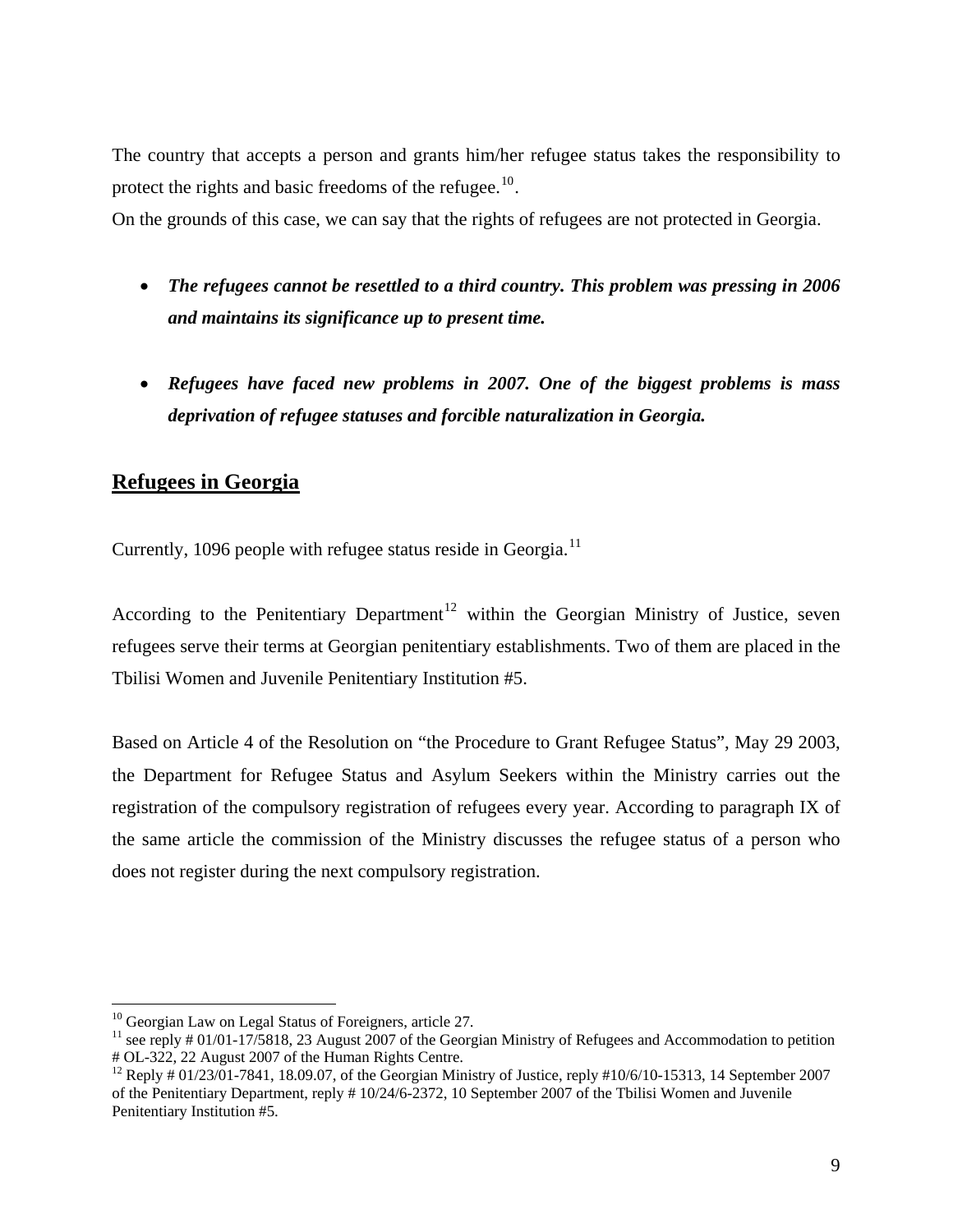The country that accepts a person and grants him/her refugee status takes the responsibility to protect the rights and basic freedoms of the refugee.[10].

On the grounds of this case, we can say that the rights of refugees are not protected in Georgia.

- ***The refugees cannot be resettled to a third country. This problem was pressing in 2006 and maintains its significance up to present time.***

- ***Refugees have faced new problems in 2007. One of the biggest problems is mass deprivation of refugee statuses and forcible naturalization in Georgia.***

## Refugees in Georgia

Currently, 1096 people with refugee status reside in Georgia.[11]

According to the Penitentiary Department[12] within the Georgian Ministry of Justice, seven refugees serve their terms at Georgian penitentiary establishments. Two of them are placed in the Tbilisi Women and Juvenile Penitentiary Institution #5.

Based on Article 4 of the Resolution on "the Procedure to Grant Refugee Status", May 29 2003, the Department for Refugee Status and Asylum Seekers within the Ministry carries out the registration of the compulsory registration of refugees every year. According to paragraph IX of the same article the commission of the Ministry discusses the refugee status of a person who does not register during the next compulsory registration.

---

[10] Georgian Law on Legal Status of Foreigners, article 27.

[11] see reply # 01/01-17/5818, 23 August 2007 of the Georgian Ministry of Refugees and Accommodation to petition # OL-322, 22 August 2007 of the Human Rights Centre.

[12] Reply # 01/23/01-7841, 18.09.07, of the Georgian Ministry of Justice, reply #10/6/10-15313, 14 September 2007 of the Penitentiary Department, reply # 10/24/6-2372, 10 September 2007 of the Tbilisi Women and Juvenile Penitentiary Institution #5.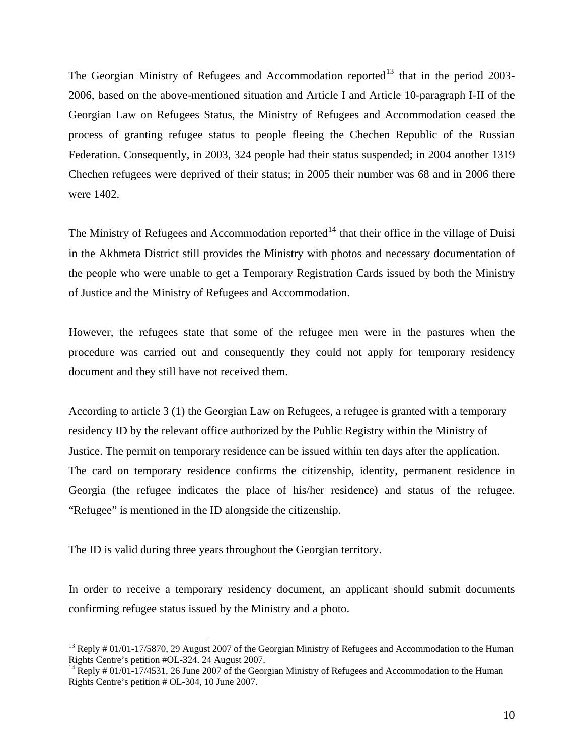The Georgian Ministry of Refugees and Accommodation reported[13] that in the period 2003-2006, based on the above-mentioned situation and Article I and Article 10-paragraph I-II of the Georgian Law on Refugees Status, the Ministry of Refugees and Accommodation ceased the process of granting refugee status to people fleeing the Chechen Republic of the Russian Federation. Consequently, in 2003, 324 people had their status suspended; in 2004 another 1319 Chechen refugees were deprived of their status; in 2005 their number was 68 and in 2006 there were 1402.

The Ministry of Refugees and Accommodation reported[14] that their office in the village of Duisi in the Akhmeta District still provides the Ministry with photos and necessary documentation of the people who were unable to get a Temporary Registration Cards issued by both the Ministry of Justice and the Ministry of Refugees and Accommodation.

However, the refugees state that some of the refugee men were in the pastures when the procedure was carried out and consequently they could not apply for temporary residency document and they still have not received them.

According to article 3 (1) the Georgian Law on Refugees, a refugee is granted with a temporary residency ID by the relevant office authorized by the Public Registry within the Ministry of Justice. The permit on temporary residence can be issued within ten days after the application. The card on temporary residence confirms the citizenship, identity, permanent residence in Georgia (the refugee indicates the place of his/her residence) and status of the refugee. "Refugee" is mentioned in the ID alongside the citizenship.

The ID is valid during three years throughout the Georgian territory.

In order to receive a temporary residency document, an applicant should submit documents confirming refugee status issued by the Ministry and a photo.

---

[13] Reply # 01/01-17/5870, 29 August 2007 of the Georgian Ministry of Refugees and Accommodation to the Human Rights Centre's petition #OL-324. 24 August 2007.

[14] Reply # 01/01-17/4531, 26 June 2007 of the Georgian Ministry of Refugees and Accommodation to the Human Rights Centre's petition # OL-304, 10 June 2007.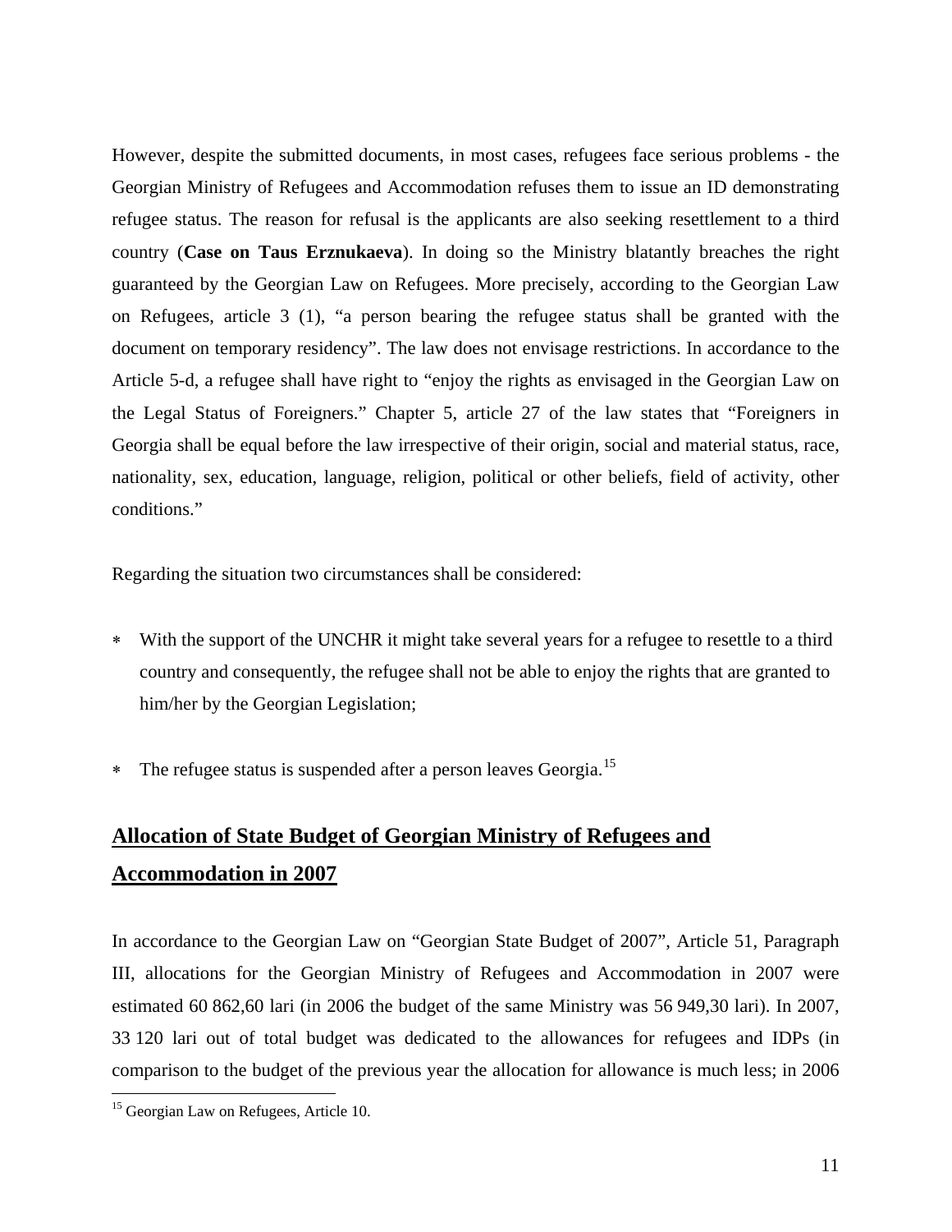However, despite the submitted documents, in most cases, refugees face serious problems - the Georgian Ministry of Refugees and Accommodation refuses them to issue an ID demonstrating refugee status. The reason for refusal is the applicants are also seeking resettlement to a third country (**Case on Taus Erznukaeva**). In doing so the Ministry blatantly breaches the right guaranteed by the Georgian Law on Refugees. More precisely, according to the Georgian Law on Refugees, article 3 (1), "a person bearing the refugee status shall be granted with the document on temporary residency". The law does not envisage restrictions. In accordance to the Article 5-d, a refugee shall have right to "enjoy the rights as envisaged in the Georgian Law on the Legal Status of Foreigners." Chapter 5, article 27 of the law states that "Foreigners in Georgia shall be equal before the law irrespective of their origin, social and material status, race, nationality, sex, education, language, religion, political or other beliefs, field of activity, other conditions."

Regarding the situation two circumstances shall be considered:

* With the support of the UNCHR it might take several years for a refugee to resettle to a third country and consequently, the refugee shall not be able to enjoy the rights that are granted to him/her by the Georgian Legislation;
* The refugee status is suspended after a person leaves Georgia.[15]

## Allocation of State Budget of Georgian Ministry of Refugees and Accommodation in 2007

In accordance to the Georgian Law on "Georgian State Budget of 2007", Article 51, Paragraph III, allocations for the Georgian Ministry of Refugees and Accommodation in 2007 were estimated 60 862,60 lari (in 2006 the budget of the same Ministry was 56 949,30 lari). In 2007, 33 120 lari out of total budget was dedicated to the allowances for refugees and IDPs (in comparison to the budget of the previous year the allocation for allowance is much less; in 2006

[15] Georgian Law on Refugees, Article 10.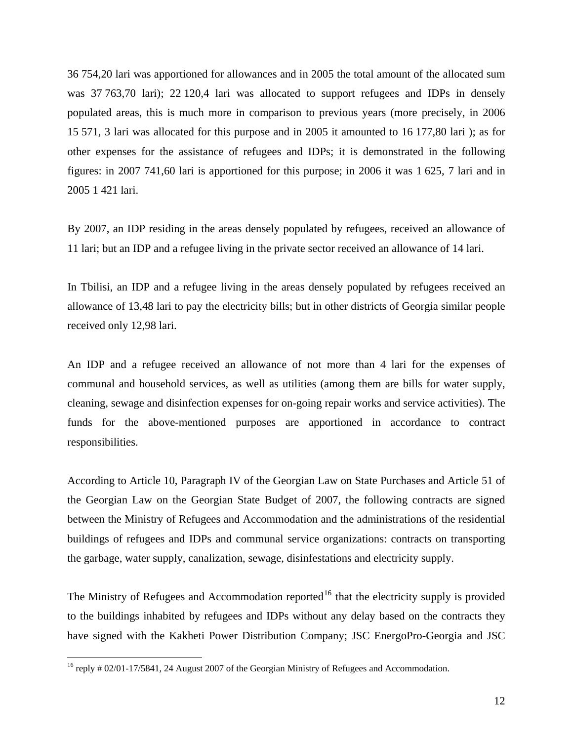36 754,20 lari was apportioned for allowances and in 2005 the total amount of the allocated sum was 37 763,70 lari); 22 120,4 lari was allocated to support refugees and IDPs in densely populated areas, this is much more in comparison to previous years (more precisely, in 2006 15 571, 3 lari was allocated for this purpose and in 2005 it amounted to 16 177,80 lari ); as for other expenses for the assistance of refugees and IDPs; it is demonstrated in the following figures: in 2007 741,60 lari is apportioned for this purpose; in 2006 it was 1 625, 7 lari and in 2005 1 421 lari.

By 2007, an IDP residing in the areas densely populated by refugees, received an allowance of 11 lari; but an IDP and a refugee living in the private sector received an allowance of 14 lari.

In Tbilisi, an IDP and a refugee living in the areas densely populated by refugees received an allowance of 13,48 lari to pay the electricity bills; but in other districts of Georgia similar people received only 12,98 lari.

An IDP and a refugee received an allowance of not more than 4 lari for the expenses of communal and household services, as well as utilities (among them are bills for water supply, cleaning, sewage and disinfection expenses for on-going repair works and service activities). The funds for the above-mentioned purposes are apportioned in accordance to contract responsibilities.

According to Article 10, Paragraph IV of the Georgian Law on State Purchases and Article 51 of the Georgian Law on the Georgian State Budget of 2007, the following contracts are signed between the Ministry of Refugees and Accommodation and the administrations of the residential buildings of refugees and IDPs and communal service organizations: contracts on transporting the garbage, water supply, canalization, sewage, disinfestations and electricity supply.

The Ministry of Refugees and Accommodation reported[16] that the electricity supply is provided to the buildings inhabited by refugees and IDPs without any delay based on the contracts they have signed with the Kakheti Power Distribution Company; JSC EnergoPro-Georgia and JSC

[16] reply # 02/01-17/5841, 24 August 2007 of the Georgian Ministry of Refugees and Accommodation.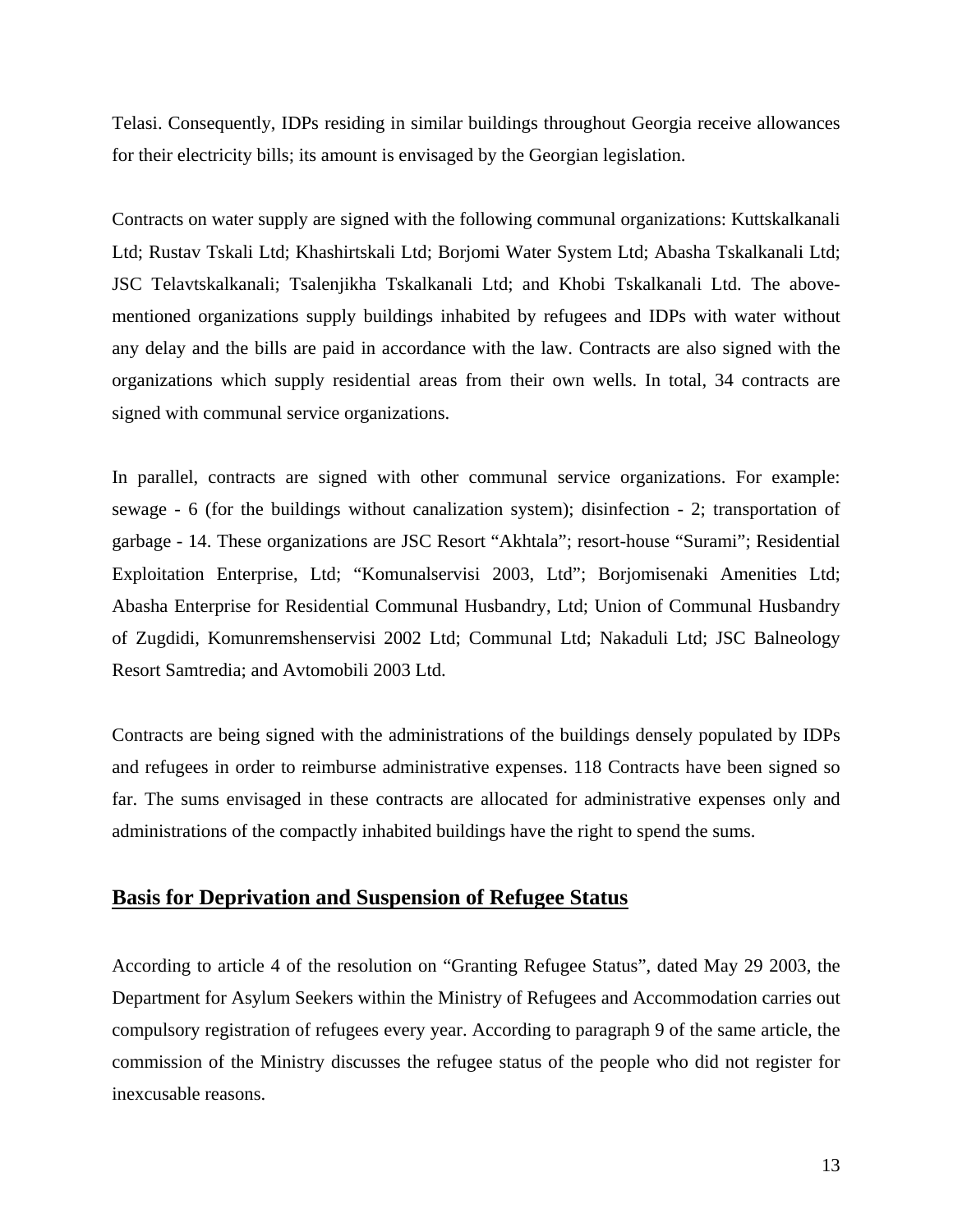Telasi. Consequently, IDPs residing in similar buildings throughout Georgia receive allowances for their electricity bills; its amount is envisaged by the Georgian legislation.

Contracts on water supply are signed with the following communal organizations: Kuttskalkanali Ltd; Rustav Tskali Ltd; Khashirtskali Ltd; Borjomi Water System Ltd; Abasha Tskalkanali Ltd; JSC Telavtskalkanali; Tsalenjikha Tskalkanali Ltd; and Khobi Tskalkanali Ltd. The above-mentioned organizations supply buildings inhabited by refugees and IDPs with water without any delay and the bills are paid in accordance with the law. Contracts are also signed with the organizations which supply residential areas from their own wells. In total, 34 contracts are signed with communal service organizations.

In parallel, contracts are signed with other communal service organizations. For example: sewage - 6 (for the buildings without canalization system); disinfection - 2; transportation of garbage - 14. These organizations are JSC Resort "Akhtala"; resort-house "Surami"; Residential Exploitation Enterprise, Ltd; "Komunalservisi 2003, Ltd"; Borjomisenaki Amenities Ltd; Abasha Enterprise for Residential Communal Husbandry, Ltd; Union of Communal Husbandry of Zugdidi, Komunremshenservisi 2002 Ltd; Communal Ltd; Nakaduli Ltd; JSC Balneology Resort Samtredia; and Avtomobili 2003 Ltd.

Contracts are being signed with the administrations of the buildings densely populated by IDPs and refugees in order to reimburse administrative expenses. 118 Contracts have been signed so far. The sums envisaged in these contracts are allocated for administrative expenses only and administrations of the compactly inhabited buildings have the right to spend the sums.

## Basis for Deprivation and Suspension of Refugee Status

According to article 4 of the resolution on "Granting Refugee Status", dated May 29 2003, the Department for Asylum Seekers within the Ministry of Refugees and Accommodation carries out compulsory registration of refugees every year. According to paragraph 9 of the same article, the commission of the Ministry discusses the refugee status of the people who did not register for inexcusable reasons.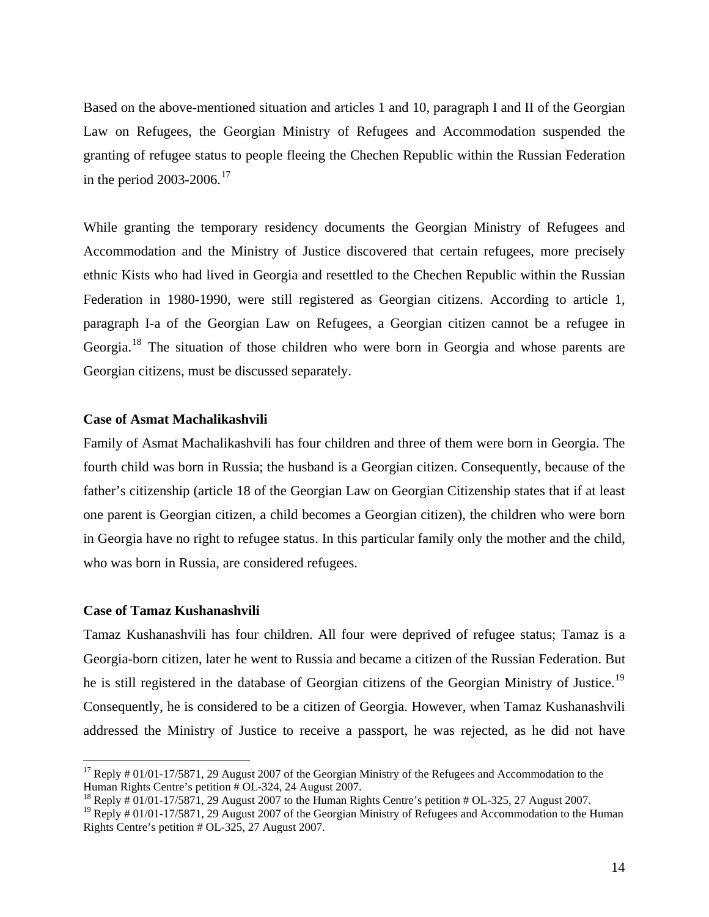Based on the above-mentioned situation and articles 1 and 10, paragraph I and II of the Georgian Law on Refugees, the Georgian Ministry of Refugees and Accommodation suspended the granting of refugee status to people fleeing the Chechen Republic within the Russian Federation in the period 2003-2006.[17]

While granting the temporary residency documents the Georgian Ministry of Refugees and Accommodation and the Ministry of Justice discovered that certain refugees, more precisely ethnic Kists who had lived in Georgia and resettled to the Chechen Republic within the Russian Federation in 1980-1990, were still registered as Georgian citizens. According to article 1, paragraph I-a of the Georgian Law on Refugees, a Georgian citizen cannot be a refugee in Georgia.[18] The situation of those children who were born in Georgia and whose parents are Georgian citizens, must be discussed separately.

**Case of Asmat Machalikashvili**

Family of Asmat Machalikashvili has four children and three of them were born in Georgia. The fourth child was born in Russia; the husband is a Georgian citizen. Consequently, because of the father's citizenship (article 18 of the Georgian Law on Georgian Citizenship states that if at least one parent is Georgian citizen, a child becomes a Georgian citizen), the children who were born in Georgia have no right to refugee status. In this particular family only the mother and the child, who was born in Russia, are considered refugees.

**Case of Tamaz Kushanashvili**

Tamaz Kushanashvili has four children. All four were deprived of refugee status; Tamaz is a Georgia-born citizen, later he went to Russia and became a citizen of the Russian Federation. But he is still registered in the database of Georgian citizens of the Georgian Ministry of Justice.[19] Consequently, he is considered to be a citizen of Georgia. However, when Tamaz Kushanashvili addressed the Ministry of Justice to receive a passport, he was rejected, as he did not have

[17] Reply # 01/01-17/5871, 29 August 2007 of the Georgian Ministry of the Refugees and Accommodation to the Human Rights Centre's petition # OL-324, 24 August 2007.

[18] Reply # 01/01-17/5871, 29 August 2007 to the Human Rights Centre's petition # OL-325, 27 August 2007.

[19] Reply # 01/01-17/5871, 29 August 2007 of the Georgian Ministry of Refugees and Accommodation to the Human Rights Centre's petition # OL-325, 27 August 2007.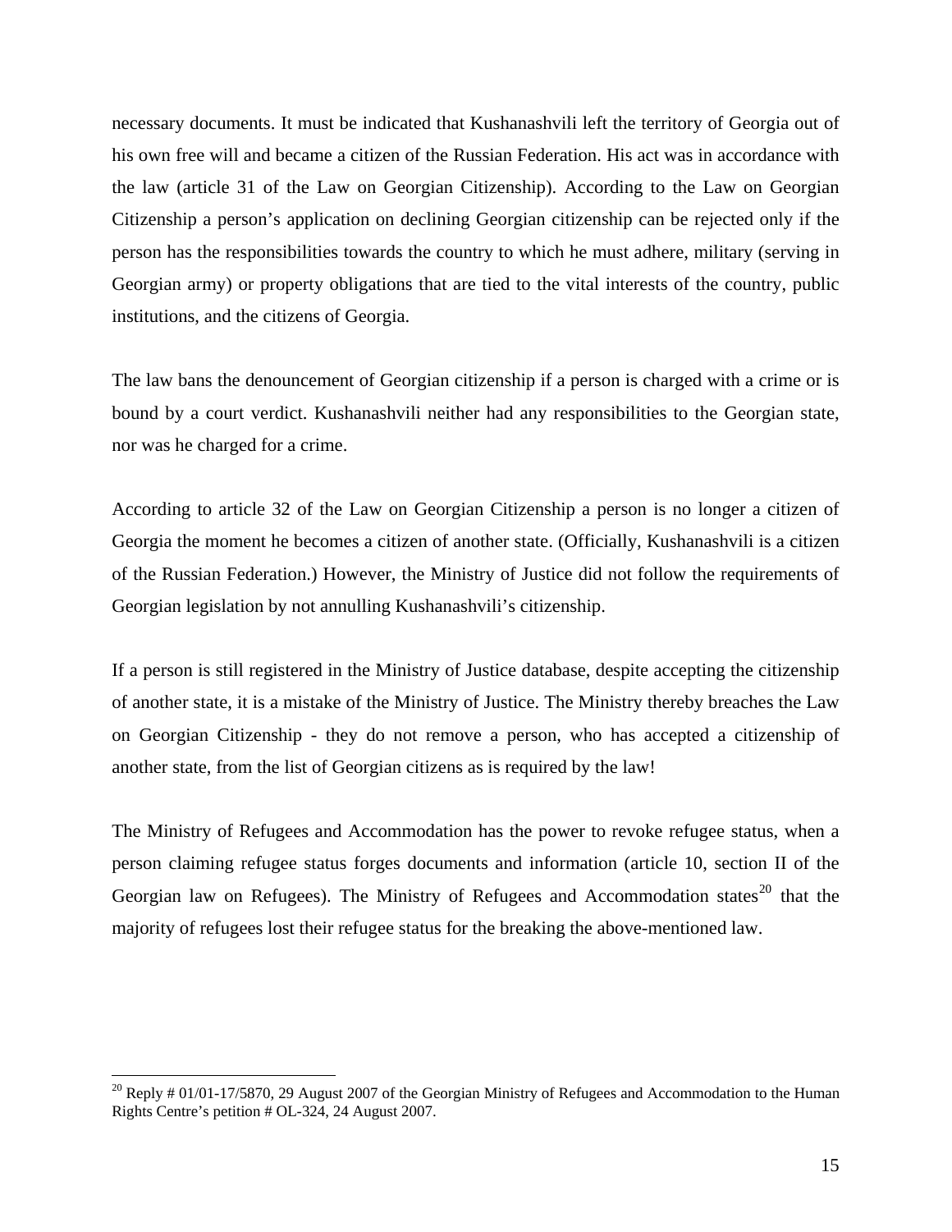necessary documents. It must be indicated that Kushanashvili left the territory of Georgia out of his own free will and became a citizen of the Russian Federation. His act was in accordance with the law (article 31 of the Law on Georgian Citizenship). According to the Law on Georgian Citizenship a person's application on declining Georgian citizenship can be rejected only if the person has the responsibilities towards the country to which he must adhere, military (serving in Georgian army) or property obligations that are tied to the vital interests of the country, public institutions, and the citizens of Georgia.

The law bans the denouncement of Georgian citizenship if a person is charged with a crime or is bound by a court verdict. Kushanashvili neither had any responsibilities to the Georgian state, nor was he charged for a crime.

According to article 32 of the Law on Georgian Citizenship a person is no longer a citizen of Georgia the moment he becomes a citizen of another state. (Officially, Kushanashvili is a citizen of the Russian Federation.) However, the Ministry of Justice did not follow the requirements of Georgian legislation by not annulling Kushanashvili's citizenship.

If a person is still registered in the Ministry of Justice database, despite accepting the citizenship of another state, it is a mistake of the Ministry of Justice. The Ministry thereby breaches the Law on Georgian Citizenship - they do not remove a person, who has accepted a citizenship of another state, from the list of Georgian citizens as is required by the law!

The Ministry of Refugees and Accommodation has the power to revoke refugee status, when a person claiming refugee status forges documents and information (article 10, section II of the Georgian law on Refugees). The Ministry of Refugees and Accommodation states[20] that the majority of refugees lost their refugee status for the breaking the above-mentioned law.

[20] Reply # 01/01-17/5870, 29 August 2007 of the Georgian Ministry of Refugees and Accommodation to the Human Rights Centre's petition # OL-324, 24 August 2007.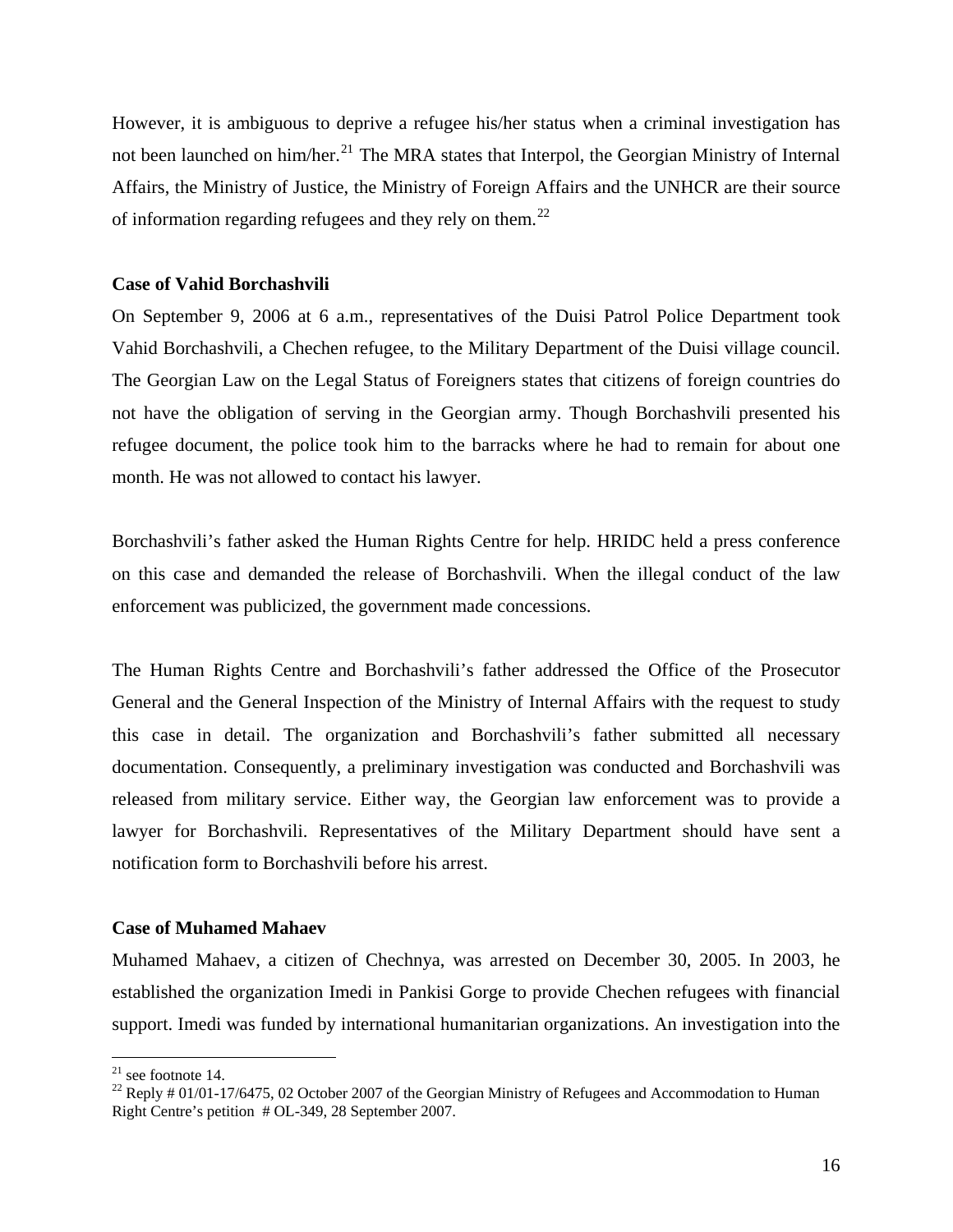However, it is ambiguous to deprive a refugee his/her status when a criminal investigation has not been launched on him/her.[21] The MRA states that Interpol, the Georgian Ministry of Internal Affairs, the Ministry of Justice, the Ministry of Foreign Affairs and the UNHCR are their source of information regarding refugees and they rely on them.[22]

**Case of Vahid Borchashvili**

On September 9, 2006 at 6 a.m., representatives of the Duisi Patrol Police Department took Vahid Borchashvili, a Chechen refugee, to the Military Department of the Duisi village council. The Georgian Law on the Legal Status of Foreigners states that citizens of foreign countries do not have the obligation of serving in the Georgian army. Though Borchashvili presented his refugee document, the police took him to the barracks where he had to remain for about one month. He was not allowed to contact his lawyer.

Borchashvili's father asked the Human Rights Centre for help. HRIDC held a press conference on this case and demanded the release of Borchashvili. When the illegal conduct of the law enforcement was publicized, the government made concessions.

The Human Rights Centre and Borchashvili's father addressed the Office of the Prosecutor General and the General Inspection of the Ministry of Internal Affairs with the request to study this case in detail. The organization and Borchashvili's father submitted all necessary documentation. Consequently, a preliminary investigation was conducted and Borchashvili was released from military service. Either way, the Georgian law enforcement was to provide a lawyer for Borchashvili. Representatives of the Military Department should have sent a notification form to Borchashvili before his arrest.

**Case of Muhamed Mahaev**

Muhamed Mahaev, a citizen of Chechnya, was arrested on December 30, 2005. In 2003, he established the organization Imedi in Pankisi Gorge to provide Chechen refugees with financial support. Imedi was funded by international humanitarian organizations. An investigation into the

---

[21] see footnote 14.

[22] Reply # 01/01-17/6475, 02 October 2007 of the Georgian Ministry of Refugees and Accommodation to Human Right Centre's petition # OL-349, 28 September 2007.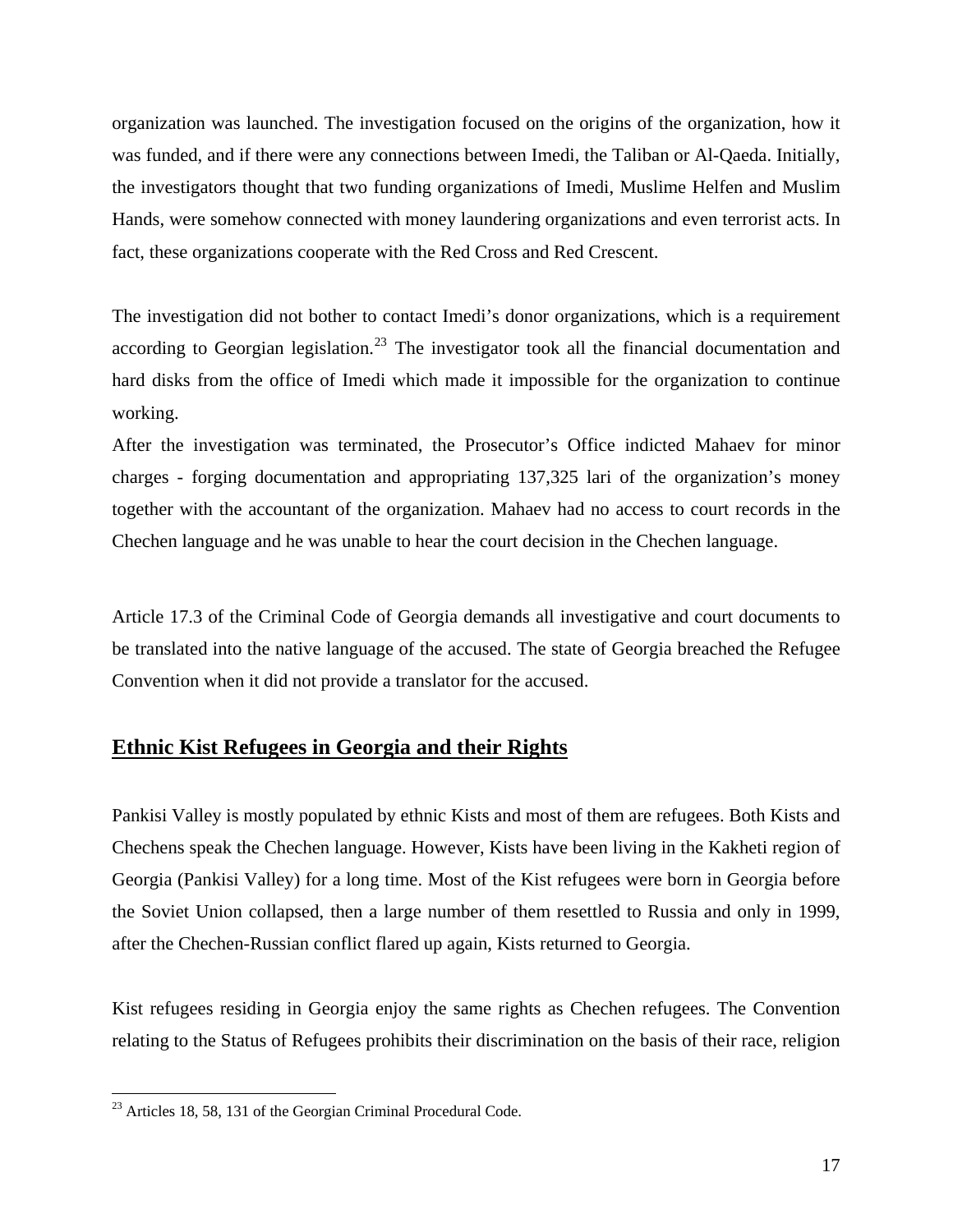organization was launched. The investigation focused on the origins of the organization, how it was funded, and if there were any connections between Imedi, the Taliban or Al-Qaeda. Initially, the investigators thought that two funding organizations of Imedi, Muslime Helfen and Muslim Hands, were somehow connected with money laundering organizations and even terrorist acts. In fact, these organizations cooperate with the Red Cross and Red Crescent.

The investigation did not bother to contact Imedi's donor organizations, which is a requirement according to Georgian legislation.[23] The investigator took all the financial documentation and hard disks from the office of Imedi which made it impossible for the organization to continue working.

After the investigation was terminated, the Prosecutor's Office indicted Mahaev for minor charges - forging documentation and appropriating 137,325 lari of the organization's money together with the accountant of the organization. Mahaev had no access to court records in the Chechen language and he was unable to hear the court decision in the Chechen language.

Article 17.3 of the Criminal Code of Georgia demands all investigative and court documents to be translated into the native language of the accused. The state of Georgia breached the Refugee Convention when it did not provide a translator for the accused.

## Ethnic Kist Refugees in Georgia and their Rights

Pankisi Valley is mostly populated by ethnic Kists and most of them are refugees. Both Kists and Chechens speak the Chechen language. However, Kists have been living in the Kakheti region of Georgia (Pankisi Valley) for a long time. Most of the Kist refugees were born in Georgia before the Soviet Union collapsed, then a large number of them resettled to Russia and only in 1999, after the Chechen-Russian conflict flared up again, Kists returned to Georgia.

Kist refugees residing in Georgia enjoy the same rights as Chechen refugees. The Convention relating to the Status of Refugees prohibits their discrimination on the basis of their race, religion

[23] Articles 18, 58, 131 of the Georgian Criminal Procedural Code.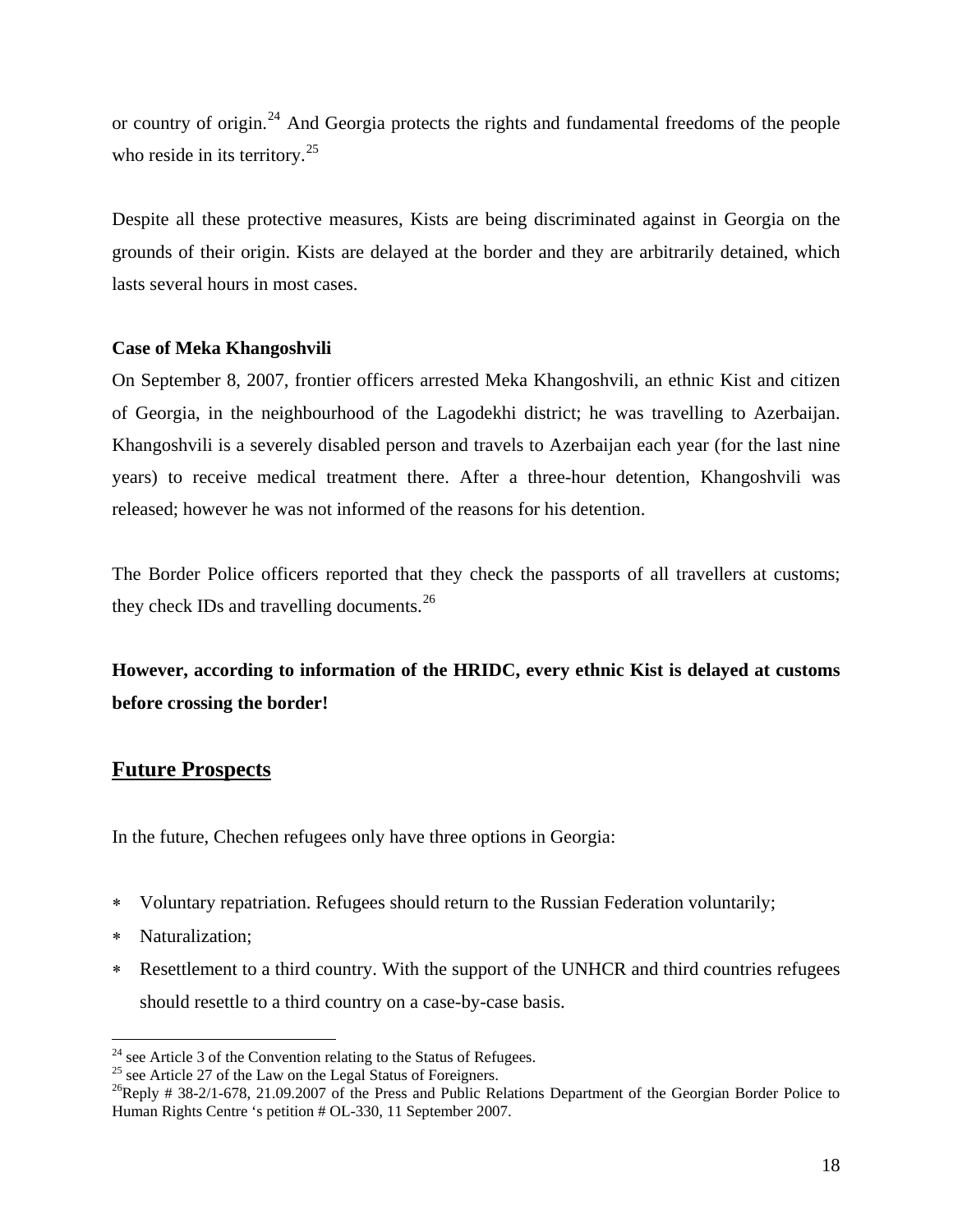or country of origin.[24] And Georgia protects the rights and fundamental freedoms of the people who reside in its territory.[25]

Despite all these protective measures, Kists are being discriminated against in Georgia on the grounds of their origin. Kists are delayed at the border and they are arbitrarily detained, which lasts several hours in most cases.

**Case of Meka Khangoshvili**

On September 8, 2007, frontier officers arrested Meka Khangoshvili, an ethnic Kist and citizen of Georgia, in the neighbourhood of the Lagodekhi district; he was travelling to Azerbaijan. Khangoshvili is a severely disabled person and travels to Azerbaijan each year (for the last nine years) to receive medical treatment there. After a three-hour detention, Khangoshvili was released; however he was not informed of the reasons for his detention.

The Border Police officers reported that they check the passports of all travellers at customs; they check IDs and travelling documents.[26]

**However, according to information of the HRIDC, every ethnic Kist is delayed at customs before crossing the border!**

## Future Prospects

In the future, Chechen refugees only have three options in Georgia:

* Voluntary repatriation. Refugees should return to the Russian Federation voluntarily;
* Naturalization;
* Resettlement to a third country. With the support of the UNHCR and third countries refugees should resettle to a third country on a case-by-case basis.

---

[24] see Article 3 of the Convention relating to the Status of Refugees.

[25] see Article 27 of the Law on the Legal Status of Foreigners.

[26] Reply # 38-2/1-678, 21.09.2007 of the Press and Public Relations Department of the Georgian Border Police to Human Rights Centre 's petition # OL-330, 11 September 2007.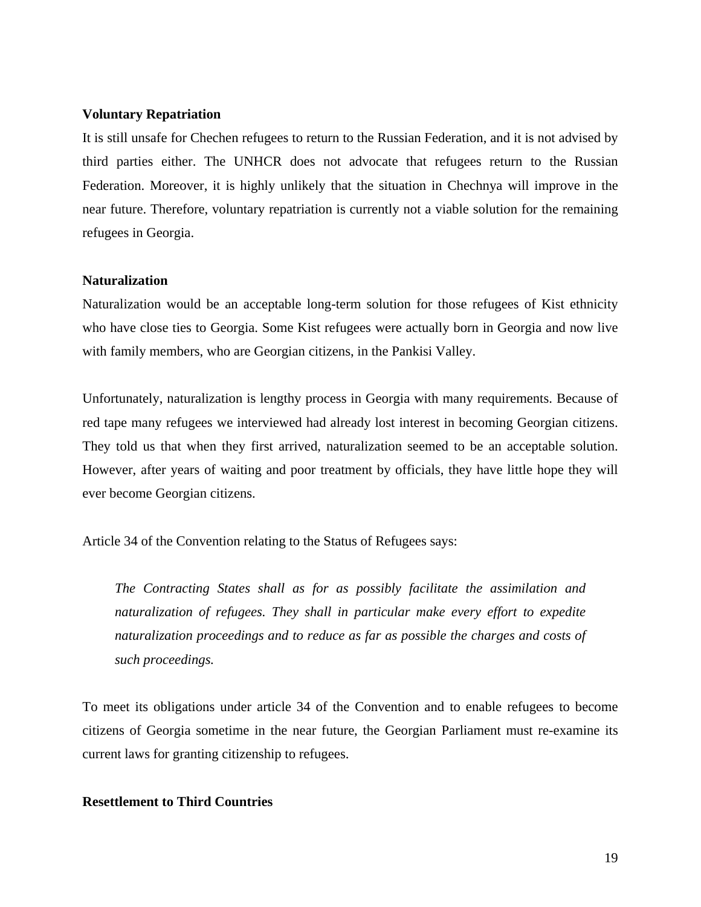**Voluntary Repatriation**

It is still unsafe for Chechen refugees to return to the Russian Federation, and it is not advised by third parties either. The UNHCR does not advocate that refugees return to the Russian Federation. Moreover, it is highly unlikely that the situation in Chechnya will improve in the near future. Therefore, voluntary repatriation is currently not a viable solution for the remaining refugees in Georgia.

**Naturalization**

Naturalization would be an acceptable long-term solution for those refugees of Kist ethnicity who have close ties to Georgia. Some Kist refugees were actually born in Georgia and now live with family members, who are Georgian citizens, in the Pankisi Valley.

Unfortunately, naturalization is lengthy process in Georgia with many requirements. Because of red tape many refugees we interviewed had already lost interest in becoming Georgian citizens. They told us that when they first arrived, naturalization seemed to be an acceptable solution. However, after years of waiting and poor treatment by officials, they have little hope they will ever become Georgian citizens.

Article 34 of the Convention relating to the Status of Refugees says:

> *The Contracting States shall as for as possibly facilitate the assimilation and naturalization of refugees. They shall in particular make every effort to expedite naturalization proceedings and to reduce as far as possible the charges and costs of such proceedings.*

To meet its obligations under article 34 of the Convention and to enable refugees to become citizens of Georgia sometime in the near future, the Georgian Parliament must re-examine its current laws for granting citizenship to refugees.

**Resettlement to Third Countries**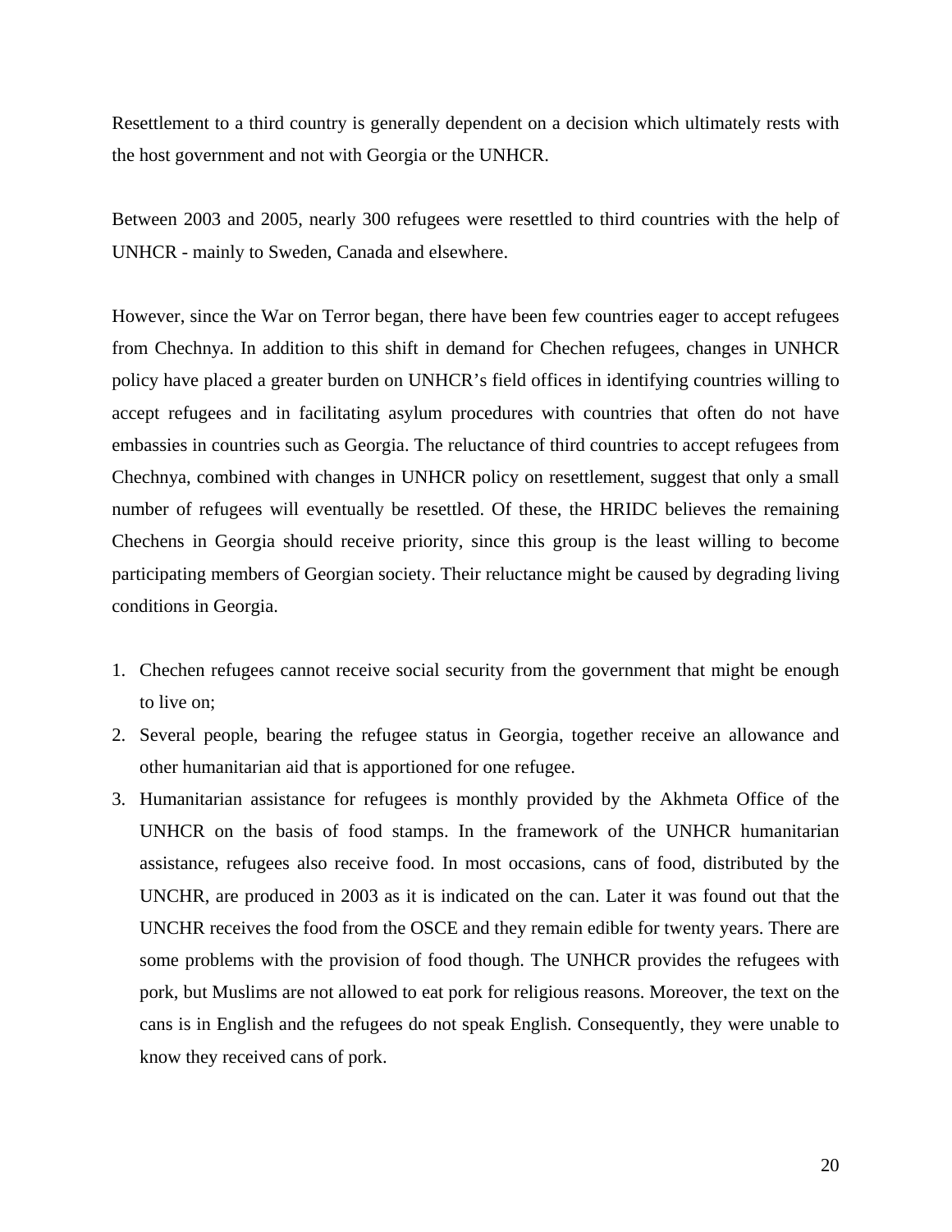Resettlement to a third country is generally dependent on a decision which ultimately rests with the host government and not with Georgia or the UNHCR.

Between 2003 and 2005, nearly 300 refugees were resettled to third countries with the help of UNHCR - mainly to Sweden, Canada and elsewhere.

However, since the War on Terror began, there have been few countries eager to accept refugees from Chechnya. In addition to this shift in demand for Chechen refugees, changes in UNHCR policy have placed a greater burden on UNHCR's field offices in identifying countries willing to accept refugees and in facilitating asylum procedures with countries that often do not have embassies in countries such as Georgia. The reluctance of third countries to accept refugees from Chechnya, combined with changes in UNHCR policy on resettlement, suggest that only a small number of refugees will eventually be resettled. Of these, the HRIDC believes the remaining Chechens in Georgia should receive priority, since this group is the least willing to become participating members of Georgian society. Their reluctance might be caused by degrading living conditions in Georgia.

1. Chechen refugees cannot receive social security from the government that might be enough to live on;
2. Several people, bearing the refugee status in Georgia, together receive an allowance and other humanitarian aid that is apportioned for one refugee.
3. Humanitarian assistance for refugees is monthly provided by the Akhmeta Office of the UNHCR on the basis of food stamps. In the framework of the UNHCR humanitarian assistance, refugees also receive food. In most occasions, cans of food, distributed by the UNCHR, are produced in 2003 as it is indicated on the can. Later it was found out that the UNCHR receives the food from the OSCE and they remain edible for twenty years. There are some problems with the provision of food though. The UNHCR provides the refugees with pork, but Muslims are not allowed to eat pork for religious reasons. Moreover, the text on the cans is in English and the refugees do not speak English. Consequently, they were unable to know they received cans of pork.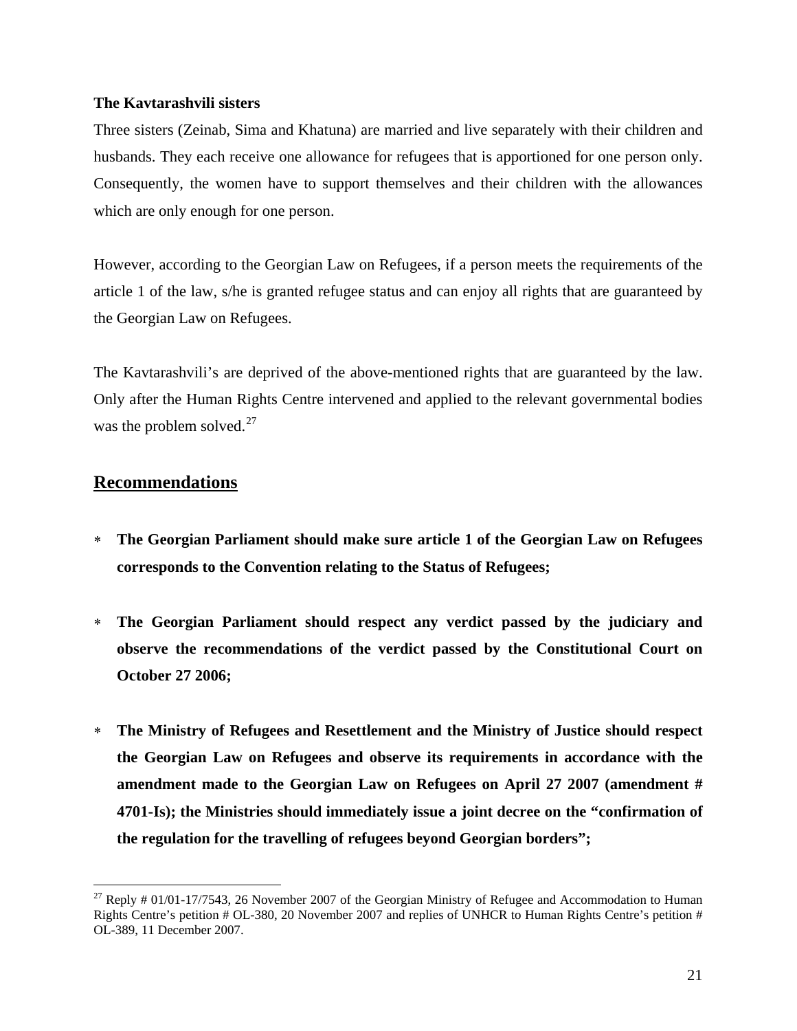**The Kavtarashvili sisters**

Three sisters (Zeinab, Sima and Khatuna) are married and live separately with their children and husbands. They each receive one allowance for refugees that is apportioned for one person only. Consequently, the women have to support themselves and their children with the allowances which are only enough for one person.

However, according to the Georgian Law on Refugees, if a person meets the requirements of the article 1 of the law, s/he is granted refugee status and can enjoy all rights that are guaranteed by the Georgian Law on Refugees.

The Kavtarashvili's are deprived of the above-mentioned rights that are guaranteed by the law. Only after the Human Rights Centre intervened and applied to the relevant governmental bodies was the problem solved.[27]

## Recommendations

* **The Georgian Parliament should make sure article 1 of the Georgian Law on Refugees corresponds to the Convention relating to the Status of Refugees;**

* **The Georgian Parliament should respect any verdict passed by the judiciary and observe the recommendations of the verdict passed by the Constitutional Court on October 27 2006;**

* **The Ministry of Refugees and Resettlement and the Ministry of Justice should respect the Georgian Law on Refugees and observe its requirements in accordance with the amendment made to the Georgian Law on Refugees on April 27 2007 (amendment # 4701-Is); the Ministries should immediately issue a joint decree on the "confirmation of the regulation for the travelling of refugees beyond Georgian borders";**

---

[27] Reply # 01/01-17/7543, 26 November 2007 of the Georgian Ministry of Refugee and Accommodation to Human Rights Centre's petition # OL-380, 20 November 2007 and replies of UNHCR to Human Rights Centre's petition # OL-389, 11 December 2007.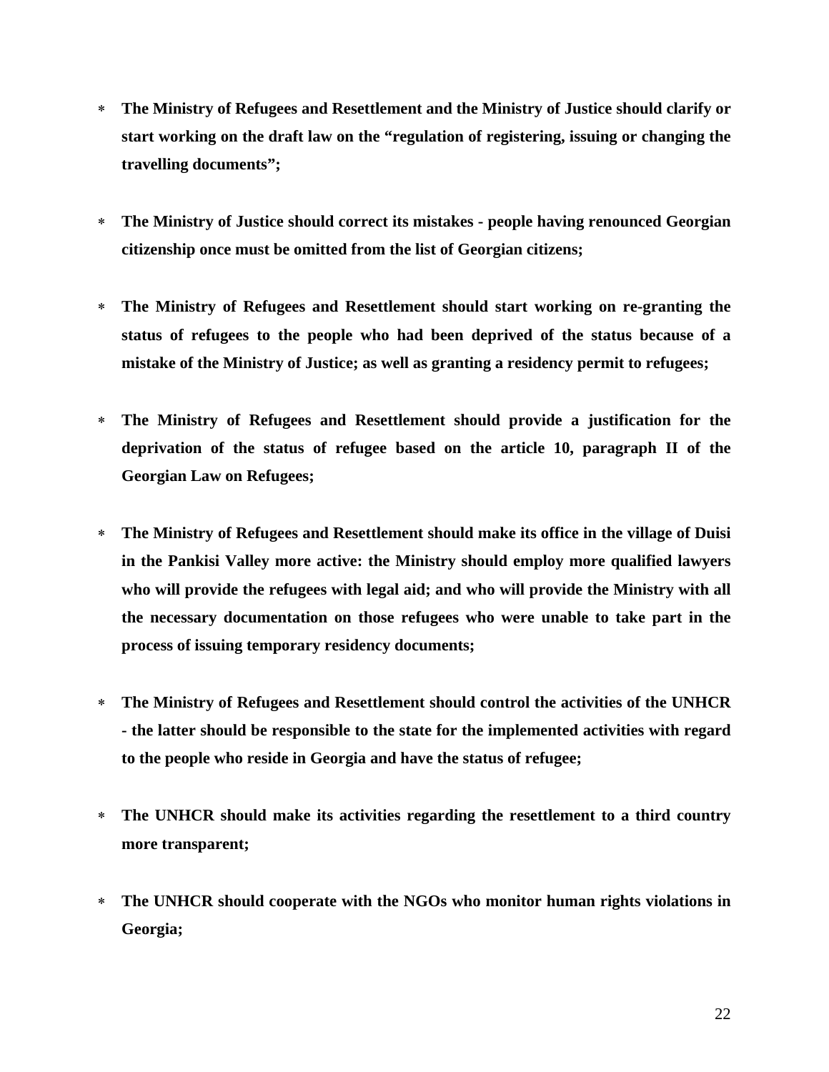* **The Ministry of Refugees and Resettlement and the Ministry of Justice should clarify or start working on the draft law on the "regulation of registering, issuing or changing the travelling documents";**

* **The Ministry of Justice should correct its mistakes - people having renounced Georgian citizenship once must be omitted from the list of Georgian citizens;**

* **The Ministry of Refugees and Resettlement should start working on re-granting the status of refugees to the people who had been deprived of the status because of a mistake of the Ministry of Justice; as well as granting a residency permit to refugees;**

* **The Ministry of Refugees and Resettlement should provide a justification for the deprivation of the status of refugee based on the article 10, paragraph II of the Georgian Law on Refugees;**

* **The Ministry of Refugees and Resettlement should make its office in the village of Duisi in the Pankisi Valley more active: the Ministry should employ more qualified lawyers who will provide the refugees with legal aid; and who will provide the Ministry with all the necessary documentation on those refugees who were unable to take part in the process of issuing temporary residency documents;**

* **The Ministry of Refugees and Resettlement should control the activities of the UNHCR - the latter should be responsible to the state for the implemented activities with regard to the people who reside in Georgia and have the status of refugee;**

* **The UNHCR should make its activities regarding the resettlement to a third country more transparent;**

* **The UNHCR should cooperate with the NGOs who monitor human rights violations in Georgia;**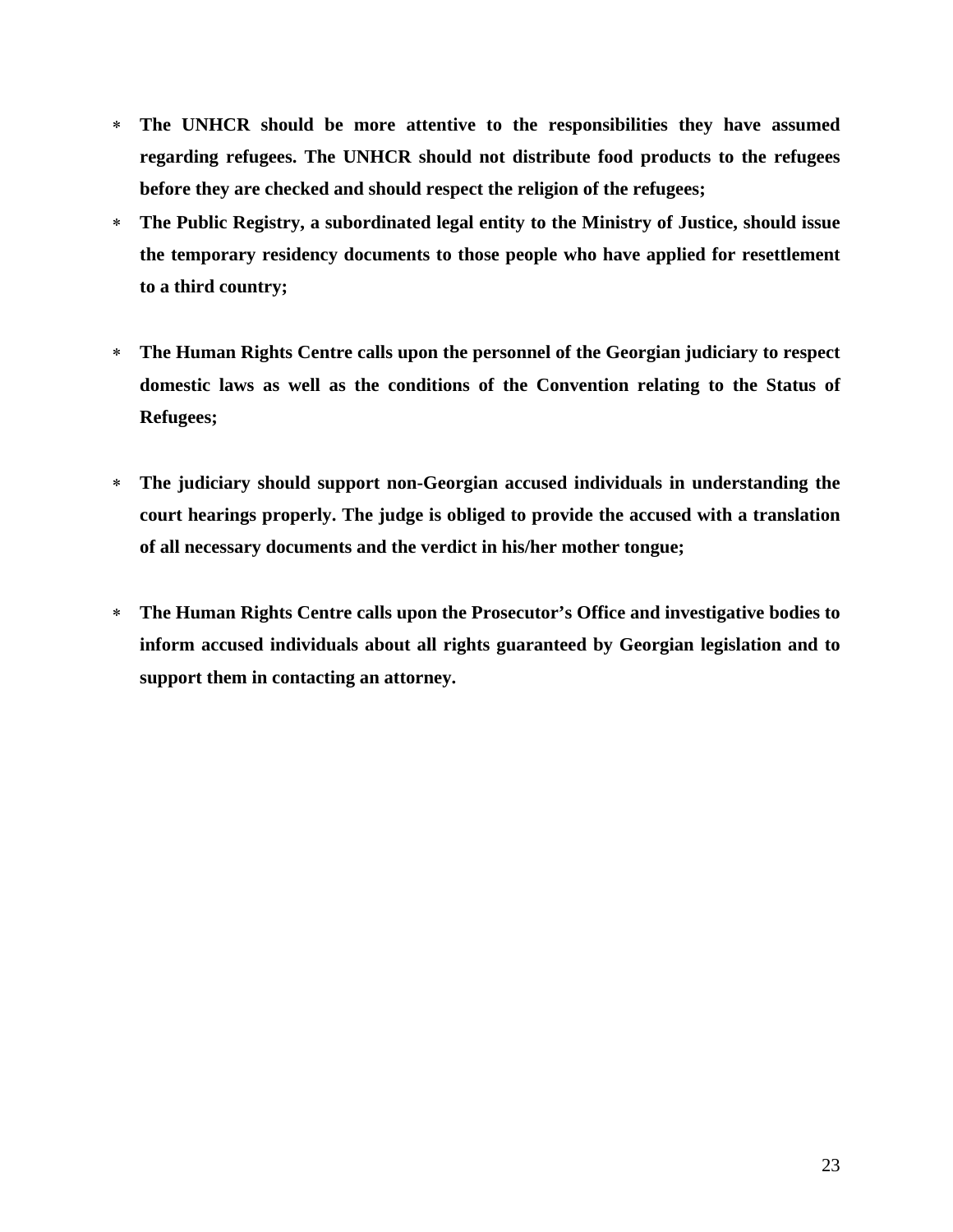- **The UNHCR should be more attentive to the responsibilities they have assumed regarding refugees. The UNHCR should not distribute food products to the refugees before they are checked and should respect the religion of the refugees;**
- **The Public Registry, a subordinated legal entity to the Ministry of Justice, should issue the temporary residency documents to those people who have applied for resettlement to a third country;**
- **The Human Rights Centre calls upon the personnel of the Georgian judiciary to respect domestic laws as well as the conditions of the Convention relating to the Status of Refugees;**
- **The judiciary should support non-Georgian accused individuals in understanding the court hearings properly. The judge is obliged to provide the accused with a translation of all necessary documents and the verdict in his/her mother tongue;**
- **The Human Rights Centre calls upon the Prosecutor's Office and investigative bodies to inform accused individuals about all rights guaranteed by Georgian legislation and to support them in contacting an attorney.**